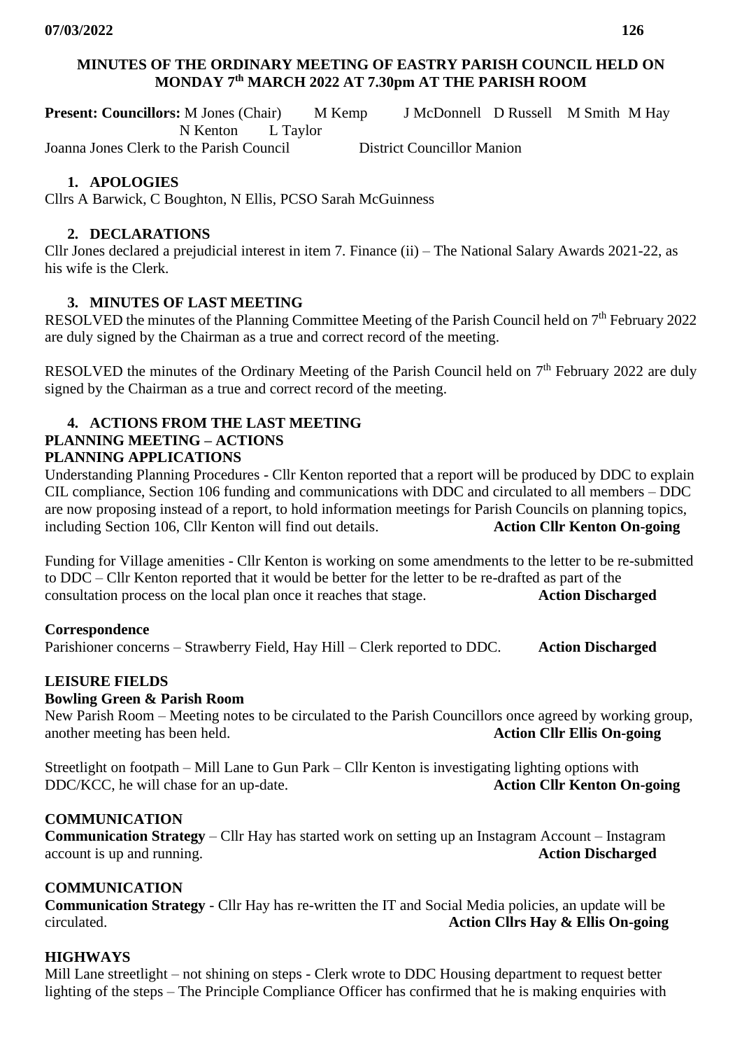**MINUTES OF THE ORDINARY MEETING OF EASTRY PARISH COUNCIL HELD ON MONDAY 7th MARCH 2022 AT 7.30pm AT THE PARISH ROOM**

**Present: Councillors:** M Jones (Chair) M Kemp J McDonnell D Russell M Smith M Hay N Kenton L Taylor

Joanna Jones Clerk to the Parish Council District Councillor Manion

## 1. APOLOGIES

Cllrs A Barwick, C Boughton, N Ellis, PCSO Sarah McGuinness

## 2. DECLARATIONS

Cllr Jones declared a prejudicial interest in item 7. Finance (ii) – The National Salary Awards 2021-22, as his wife is the Clerk.

## 3. MINUTES OF LAST MEETING

RESOLVED the minutes of the Planning Committee Meeting of the Parish Council held on 7th February 2022 are duly signed by the Chairman as a true and correct record of the meeting.

RESOLVED the minutes of the Ordinary Meeting of the Parish Council held on 7th February 2022 are duly signed by the Chairman as a true and correct record of the meeting.

## 4. ACTIONS FROM THE LAST MEETING

**PLANNING MEETING – ACTIONS**

**PLANNING APPLICATIONS**

Understanding Planning Procedures - Cllr Kenton reported that a report will be produced by DDC to explain CIL compliance, Section 106 funding and communications with DDC and circulated to all members – DDC are now proposing instead of a report, to hold information meetings for Parish Councils on planning topics, including Section 106, Cllr Kenton will find out details. **Action Cllr Kenton On-going**

Funding for Village amenities - Cllr Kenton is working on some amendments to the letter to be re-submitted to DDC – Cllr Kenton reported that it would be better for the letter to be re-drafted as part of the consultation process on the local plan once it reaches that stage. **Action Discharged**

**Correspondence**

Parishioner concerns – Strawberry Field, Hay Hill – Clerk reported to DDC. **Action Discharged**

**LEISURE FIELDS**

**Bowling Green & Parish Room**

New Parish Room – Meeting notes to be circulated to the Parish Councillors once agreed by working group, another meeting has been held. **Action Cllr Ellis On-going**

Streetlight on footpath – Mill Lane to Gun Park – Cllr Kenton is investigating lighting options with DDC/KCC, he will chase for an up-date. **Action Cllr Kenton On-going**

**COMMUNICATION**

**Communication Strategy** – Cllr Hay has started work on setting up an Instagram Account – Instagram account is up and running. **Action Discharged**

**COMMUNICATION**

**Communication Strategy** - Cllr Hay has re-written the IT and Social Media policies, an update will be circulated. **Action Cllrs Hay & Ellis On-going**

**HIGHWAYS**

Mill Lane streetlight – not shining on steps - Clerk wrote to DDC Housing department to request better lighting of the steps – The Principle Compliance Officer has confirmed that he is making enquiries with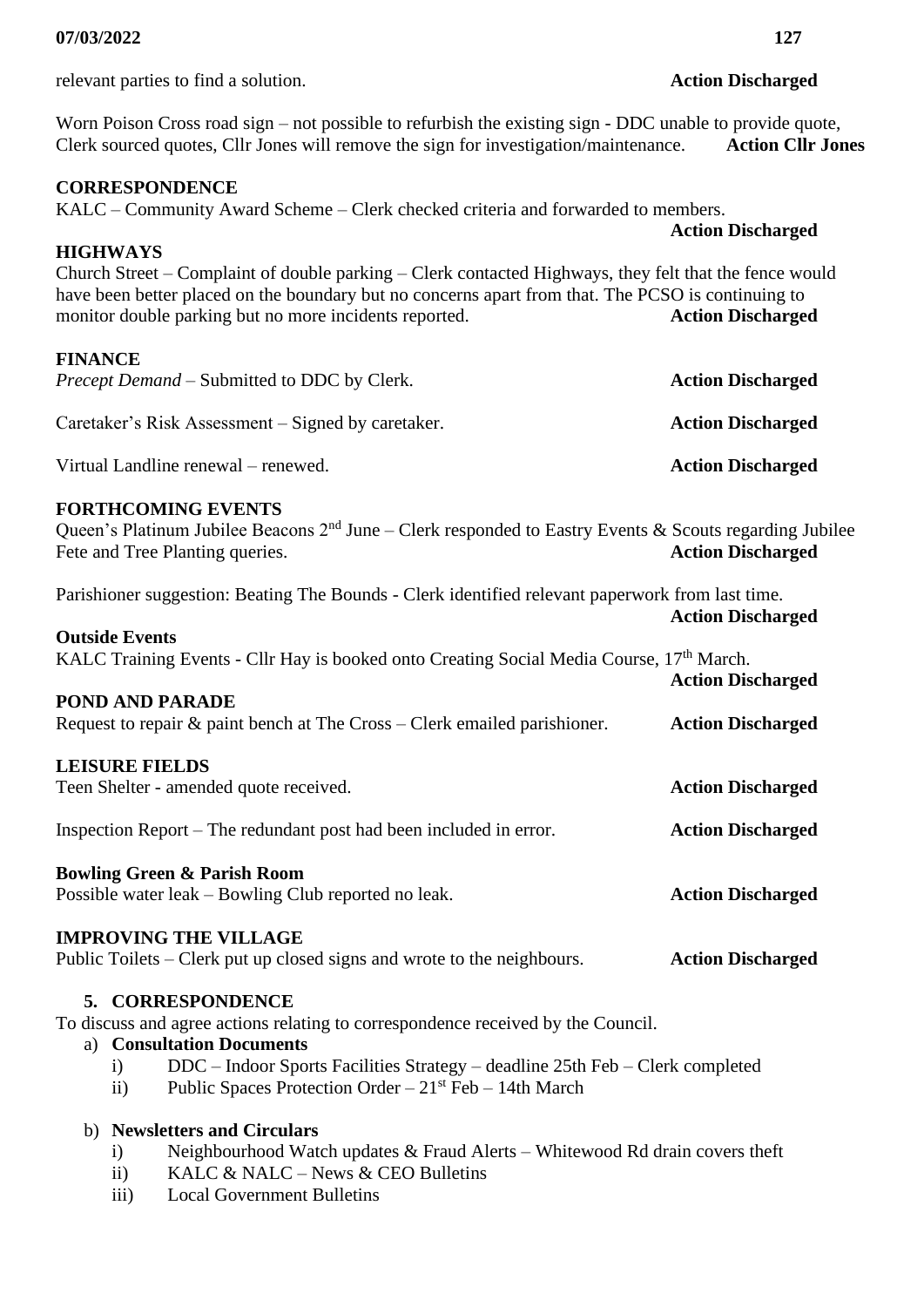relevant parties to find a solution. **Action Discharged**

Worn Poison Cross road sign – not possible to refurbish the existing sign - DDC unable to provide quote, Clerk sourced quotes, Cllr Jones will remove the sign for investigation/maintenance. **Action Cllr Jones**

**CORRESPONDENCE**

KALC – Community Award Scheme – Clerk checked criteria and forwarded to members. **Action Discharged**

**HIGHWAYS**

Church Street – Complaint of double parking – Clerk contacted Highways, they felt that the fence would have been better placed on the boundary but no concerns apart from that. The PCSO is continuing to monitor double parking but no more incidents reported. **Action Discharged**

**FINANCE**

*Precept Demand* – Submitted to DDC by Clerk. **Action Discharged**

Caretaker's Risk Assessment – Signed by caretaker. **Action Discharged**

Virtual Landline renewal – renewed. **Action Discharged**

**FORTHCOMING EVENTS**

Queen's Platinum Jubilee Beacons 2nd June – Clerk responded to Eastry Events & Scouts regarding Jubilee Fete and Tree Planting queries. **Action Discharged**

Parishioner suggestion: Beating The Bounds - Clerk identified relevant paperwork from last time. **Action Discharged**

**Outside Events**

KALC Training Events - Cllr Hay is booked onto Creating Social Media Course, 17th March. **Action Discharged**

**POND AND PARADE**

Request to repair & paint bench at The Cross – Clerk emailed parishioner. **Action Discharged**

**LEISURE FIELDS**

Teen Shelter - amended quote received. **Action Discharged**

Inspection Report – The redundant post had been included in error. **Action Discharged**

**Bowling Green & Parish Room**

Possible water leak – Bowling Club reported no leak. **Action Discharged**

**IMPROVING THE VILLAGE**

Public Toilets – Clerk put up closed signs and wrote to the neighbours. **Action Discharged**

## 5. CORRESPONDENCE

To discuss and agree actions relating to correspondence received by the Council.

a) **Consultation Documents**
   i) DDC – Indoor Sports Facilities Strategy – deadline 25th Feb – Clerk completed
   ii) Public Spaces Protection Order – 21st Feb – 14th March

b) **Newsletters and Circulars**
   i) Neighbourhood Watch updates & Fraud Alerts – Whitewood Rd drain covers theft
   ii) KALC & NALC – News & CEO Bulletins
   iii) Local Government Bulletins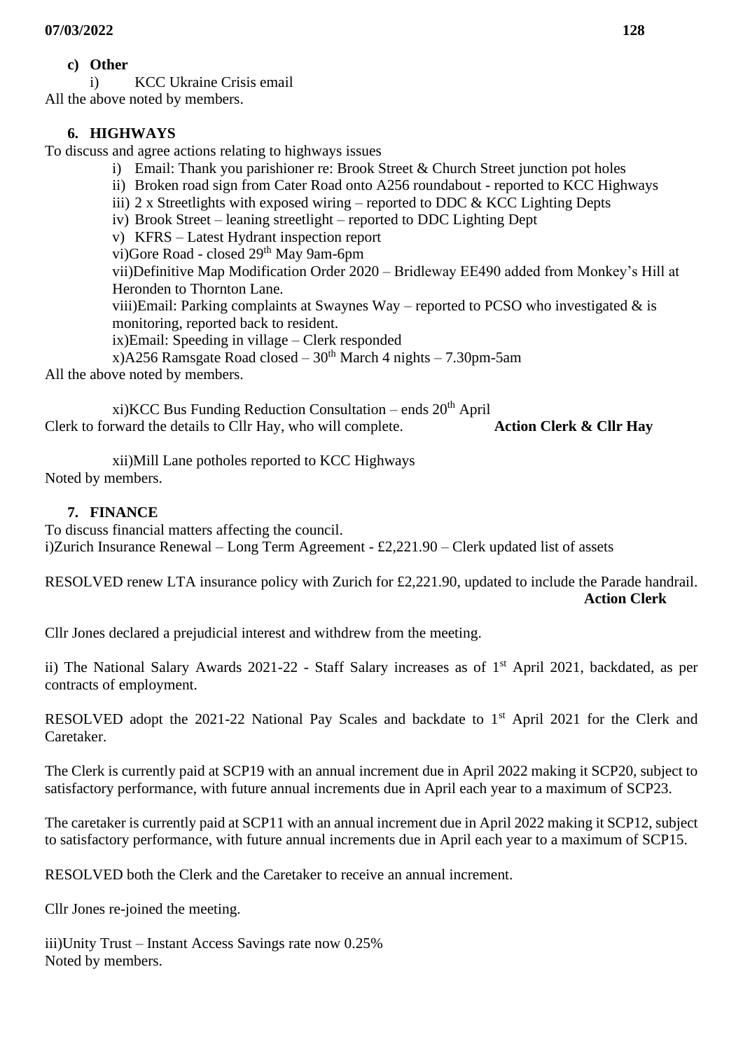**c) Other**

i) KCC Ukraine Crisis email

All the above noted by members.

## 6. HIGHWAYS

To discuss and agree actions relating to highways issues

i) Email: Thank you parishioner re: Brook Street & Church Street junction pot holes
ii) Broken road sign from Cater Road onto A256 roundabout - reported to KCC Highways
iii) 2 x Streetlights with exposed wiring – reported to DDC & KCC Lighting Depts
iv) Brook Street – leaning streetlight – reported to DDC Lighting Dept
v) KFRS – Latest Hydrant inspection report
vi)Gore Road - closed 29th May 9am-6pm
vii)Definitive Map Modification Order 2020 – Bridleway EE490 added from Monkey's Hill at Heronden to Thornton Lane.
viii)Email: Parking complaints at Swaynes Way – reported to PCSO who investigated & is monitoring, reported back to resident.
ix)Email: Speeding in village – Clerk responded
x)A256 Ramsgate Road closed – 30th March 4 nights – 7.30pm-5am

All the above noted by members.

xi)KCC Bus Funding Reduction Consultation – ends 20th April

Clerk to forward the details to Cllr Hay, who will complete. **Action Clerk & Cllr Hay**

xii)Mill Lane potholes reported to KCC Highways

Noted by members.

## 7. FINANCE

To discuss financial matters affecting the council.

i)Zurich Insurance Renewal – Long Term Agreement - £2,221.90 – Clerk updated list of assets

RESOLVED renew LTA insurance policy with Zurich for £2,221.90, updated to include the Parade handrail. **Action Clerk**

Cllr Jones declared a prejudicial interest and withdrew from the meeting.

ii) The National Salary Awards 2021-22 - Staff Salary increases as of 1st April 2021, backdated, as per contracts of employment.

RESOLVED adopt the 2021-22 National Pay Scales and backdate to 1st April 2021 for the Clerk and Caretaker.

The Clerk is currently paid at SCP19 with an annual increment due in April 2022 making it SCP20, subject to satisfactory performance, with future annual increments due in April each year to a maximum of SCP23.

The caretaker is currently paid at SCP11 with an annual increment due in April 2022 making it SCP12, subject to satisfactory performance, with future annual increments due in April each year to a maximum of SCP15.

RESOLVED both the Clerk and the Caretaker to receive an annual increment.

Cllr Jones re-joined the meeting.

iii)Unity Trust – Instant Access Savings rate now 0.25%

Noted by members.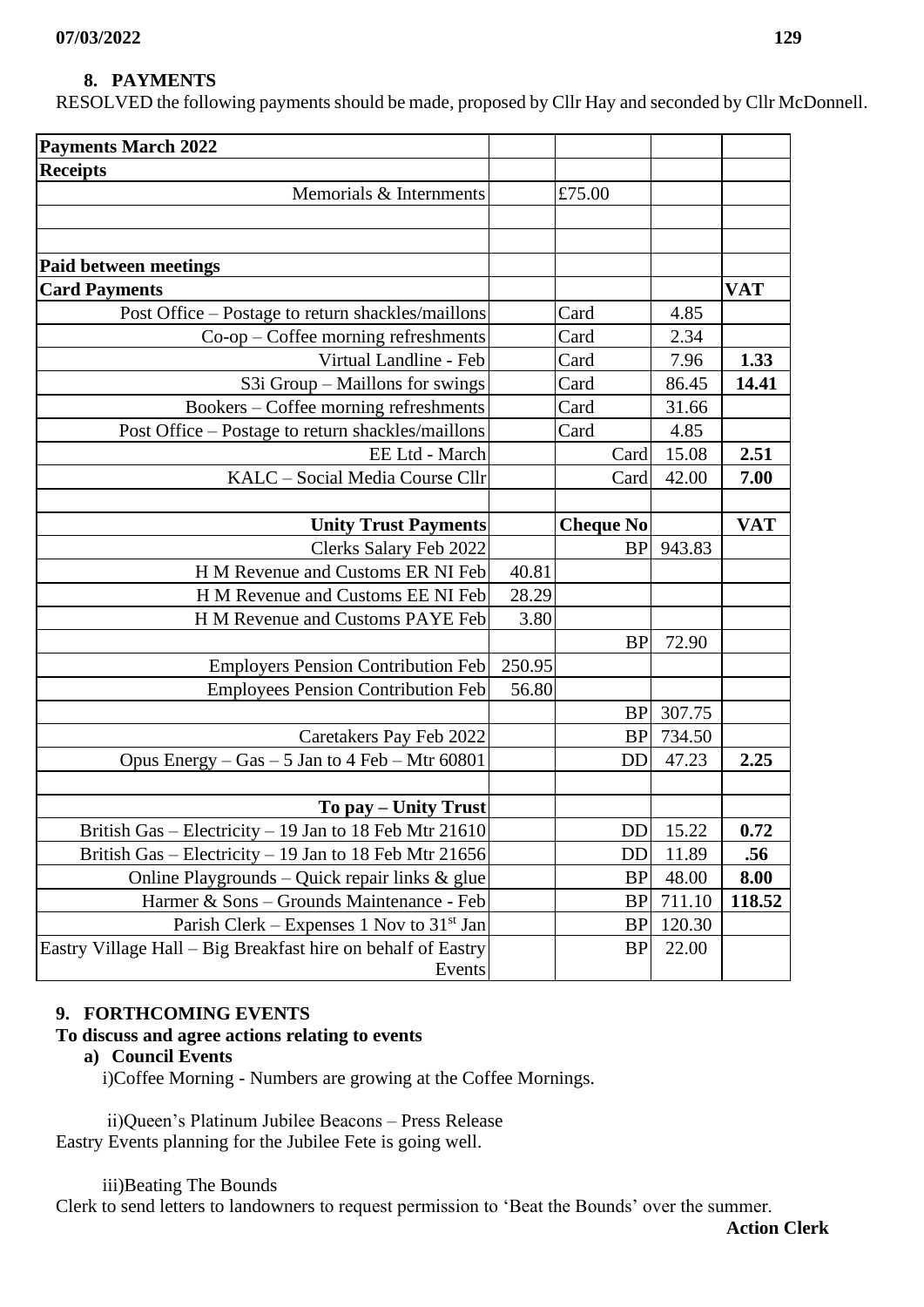## 8. PAYMENTS

RESOLVED the following payments should be made, proposed by Cllr Hay and seconded by Cllr McDonnell.

| Payments March 2022 | | | | |
|---|---|---|---|---|
| **Receipts** | | | | |
| Memorials & Internments | | £75.00 | | |
| | | | | |
| | | | | |
| **Paid between meetings** | | | | |
| **Card Payments** | | | | **VAT** |
| Post Office – Postage to return shackles/maillons | | Card | 4.85 | |
| Co-op – Coffee morning refreshments | | Card | 2.34 | |
| Virtual Landline - Feb | | Card | 7.96 | **1.33** |
| S3i Group – Maillons for swings | | Card | 86.45 | **14.41** |
| Bookers – Coffee morning refreshments | | Card | 31.66 | |
| Post Office – Postage to return shackles/maillons | | Card | 4.85 | |
| EE Ltd - March | | Card | 15.08 | **2.51** |
| KALC – Social Media Course Cllr | | Card | 42.00 | **7.00** |
| | | | | |
| **Unity Trust Payments** | | **Cheque No** | | **VAT** |
| Clerks Salary Feb 2022 | | BP | 943.83 | |
| H M Revenue and Customs ER NI Feb | 40.81 | | | |
| H M Revenue and Customs EE NI Feb | 28.29 | | | |
| H M Revenue and Customs PAYE Feb | 3.80 | | | |
| | | BP | 72.90 | |
| Employers Pension Contribution Feb | 250.95 | | | |
| Employees Pension Contribution Feb | 56.80 | | | |
| | | BP | 307.75 | |
| Caretakers Pay Feb 2022 | | BP | 734.50 | |
| Opus Energy – Gas – 5 Jan to 4 Feb – Mtr 60801 | | DD | 47.23 | **2.25** |
| | | | | |
| **To pay – Unity Trust** | | | | |
| British Gas – Electricity – 19 Jan to 18 Feb Mtr 21610 | | DD | 15.22 | **0.72** |
| British Gas – Electricity – 19 Jan to 18 Feb Mtr 21656 | | DD | 11.89 | **.56** |
| Online Playgrounds – Quick repair links & glue | | BP | 48.00 | **8.00** |
| Harmer & Sons – Grounds Maintenance - Feb | | BP | 711.10 | **118.52** |
| Parish Clerk – Expenses 1 Nov to 31st Jan | | BP | 120.30 | |
| Eastry Village Hall – Big Breakfast hire on behalf of Eastry Events | | BP | 22.00 | |

## 9. FORTHCOMING EVENTS

**To discuss and agree actions relating to events**

**a) Council Events**

i)Coffee Morning - Numbers are growing at the Coffee Mornings.

ii)Queen's Platinum Jubilee Beacons – Press Release
Eastry Events planning for the Jubilee Fete is going well.

iii)Beating The Bounds
Clerk to send letters to landowners to request permission to 'Beat the Bounds' over the summer.

**Action Clerk**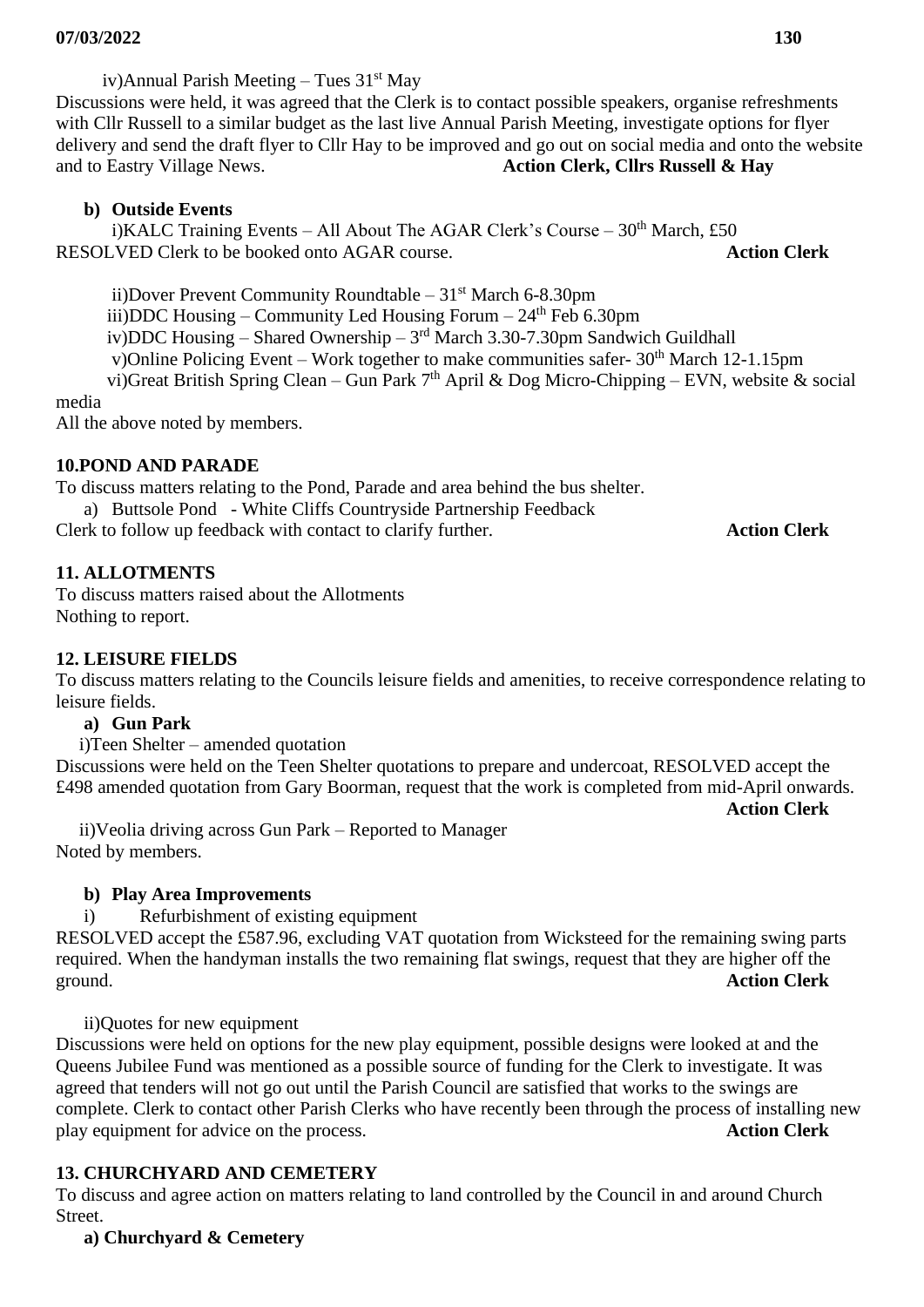iv)Annual Parish Meeting – Tues 31st May

Discussions were held, it was agreed that the Clerk is to contact possible speakers, organise refreshments with Cllr Russell to a similar budget as the last live Annual Parish Meeting, investigate options for flyer delivery and send the draft flyer to Cllr Hay to be improved and go out on social media and onto the website and to Eastry Village News. **Action Clerk, Cllrs Russell & Hay**

**b) Outside Events**

i)KALC Training Events – All About The AGAR Clerk's Course – 30th March, £50

RESOLVED Clerk to be booked onto AGAR course. **Action Clerk**

ii)Dover Prevent Community Roundtable – 31st March 6-8.30pm

iii)DDC Housing – Community Led Housing Forum – 24th Feb 6.30pm

iv)DDC Housing – Shared Ownership – 3rd March 3.30-7.30pm Sandwich Guildhall

v)Online Policing Event – Work together to make communities safer- 30th March 12-1.15pm

vi)Great British Spring Clean – Gun Park 7th April & Dog Micro-Chipping – EVN, website & social media

All the above noted by members.

**10.POND AND PARADE**

To discuss matters relating to the Pond, Parade and area behind the bus shelter.

a) Buttsole Pond - White Cliffs Countryside Partnership Feedback

Clerk to follow up feedback with contact to clarify further. **Action Clerk**

**11. ALLOTMENTS**

To discuss matters raised about the Allotments

Nothing to report.

**12. LEISURE FIELDS**

To discuss matters relating to the Councils leisure fields and amenities, to receive correspondence relating to leisure fields.

**a) Gun Park**

i)Teen Shelter – amended quotation

Discussions were held on the Teen Shelter quotations to prepare and undercoat, RESOLVED accept the £498 amended quotation from Gary Boorman, request that the work is completed from mid-April onwards. **Action Clerk**

ii)Veolia driving across Gun Park – Reported to Manager

Noted by members.

**b) Play Area Improvements**

i) Refurbishment of existing equipment

RESOLVED accept the £587.96, excluding VAT quotation from Wicksteed for the remaining swing parts required. When the handyman installs the two remaining flat swings, request that they are higher off the ground. **Action Clerk**

ii)Quotes for new equipment

Discussions were held on options for the new play equipment, possible designs were looked at and the Queens Jubilee Fund was mentioned as a possible source of funding for the Clerk to investigate. It was agreed that tenders will not go out until the Parish Council are satisfied that works to the swings are complete. Clerk to contact other Parish Clerks who have recently been through the process of installing new play equipment for advice on the process. **Action Clerk**

**13. CHURCHYARD AND CEMETERY**

To discuss and agree action on matters relating to land controlled by the Council in and around Church Street.

**a) Churchyard & Cemetery**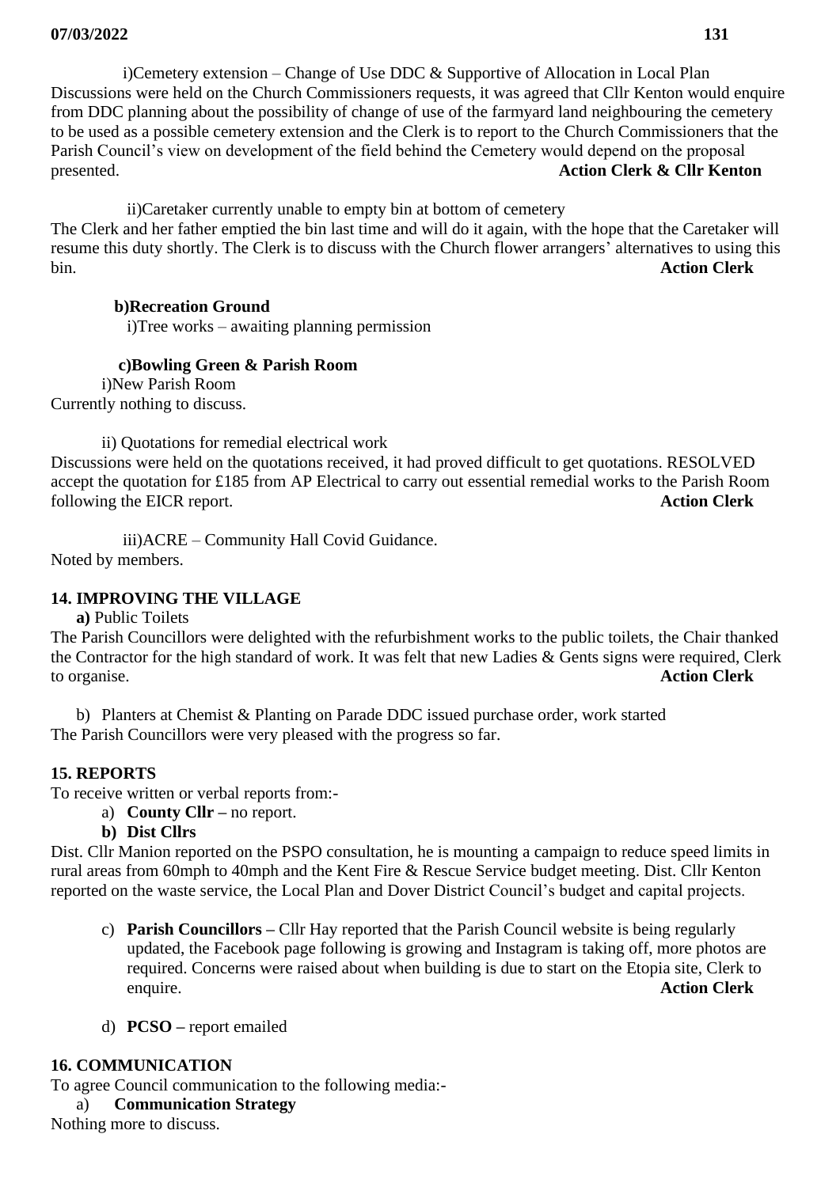i)Cemetery extension – Change of Use DDC & Supportive of Allocation in Local Plan

Discussions were held on the Church Commissioners requests, it was agreed that Cllr Kenton would enquire from DDC planning about the possibility of change of use of the farmyard land neighbouring the cemetery to be used as a possible cemetery extension and the Clerk is to report to the Church Commissioners that the Parish Council's view on development of the field behind the Cemetery would depend on the proposal presented. **Action Clerk & Cllr Kenton**

ii)Caretaker currently unable to empty bin at bottom of cemetery

The Clerk and her father emptied the bin last time and will do it again, with the hope that the Caretaker will resume this duty shortly. The Clerk is to discuss with the Church flower arrangers' alternatives to using this bin. **Action Clerk**

**b)Recreation Ground**

i)Tree works – awaiting planning permission

**c)Bowling Green & Parish Room**

i)New Parish Room

Currently nothing to discuss.

ii) Quotations for remedial electrical work

Discussions were held on the quotations received, it had proved difficult to get quotations. RESOLVED accept the quotation for £185 from AP Electrical to carry out essential remedial works to the Parish Room following the EICR report. **Action Clerk**

iii)ACRE – Community Hall Covid Guidance.

Noted by members.

## 14. IMPROVING THE VILLAGE

**a)** Public Toilets

The Parish Councillors were delighted with the refurbishment works to the public toilets, the Chair thanked the Contractor for the high standard of work. It was felt that new Ladies & Gents signs were required, Clerk to organise. **Action Clerk**

b) Planters at Chemist & Planting on Parade DDC issued purchase order, work started

The Parish Councillors were very pleased with the progress so far.

## 15. REPORTS

To receive written or verbal reports from:-

a) **County Cllr –** no report.

**b) Dist Cllrs**

Dist. Cllr Manion reported on the PSPO consultation, he is mounting a campaign to reduce speed limits in rural areas from 60mph to 40mph and the Kent Fire & Rescue Service budget meeting. Dist. Cllr Kenton reported on the waste service, the Local Plan and Dover District Council's budget and capital projects.

c) **Parish Councillors –** Cllr Hay reported that the Parish Council website is being regularly updated, the Facebook page following is growing and Instagram is taking off, more photos are required. Concerns were raised about when building is due to start on the Etopia site, Clerk to enquire. **Action Clerk**

d) **PCSO –** report emailed

## 16. COMMUNICATION

To agree Council communication to the following media:-

a) **Communication Strategy**

Nothing more to discuss.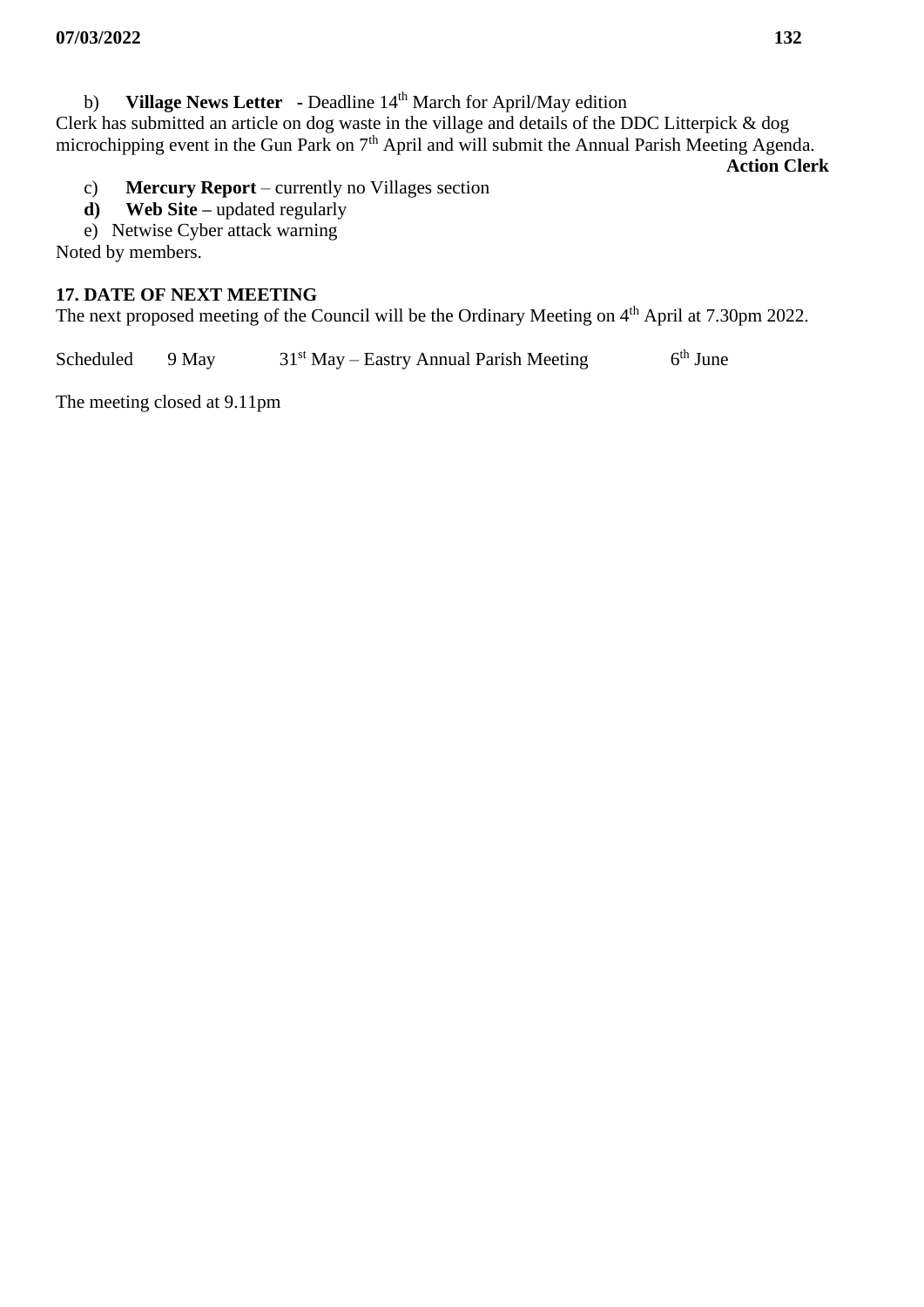b) **Village News Letter** - Deadline 14th March for April/May edition

Clerk has submitted an article on dog waste in the village and details of the DDC Litterpick & dog microchipping event in the Gun Park on 7th April and will submit the Annual Parish Meeting Agenda.

**Action Clerk**

c) **Mercury Report** – currently no Villages section

**d) Web Site –** updated regularly

e) Netwise Cyber attack warning

Noted by members.

**17. DATE OF NEXT MEETING**

The next proposed meeting of the Council will be the Ordinary Meeting on 4th April at 7.30pm 2022.

Scheduled 9 May 31st May – Eastry Annual Parish Meeting 6th June

The meeting closed at 9.11pm